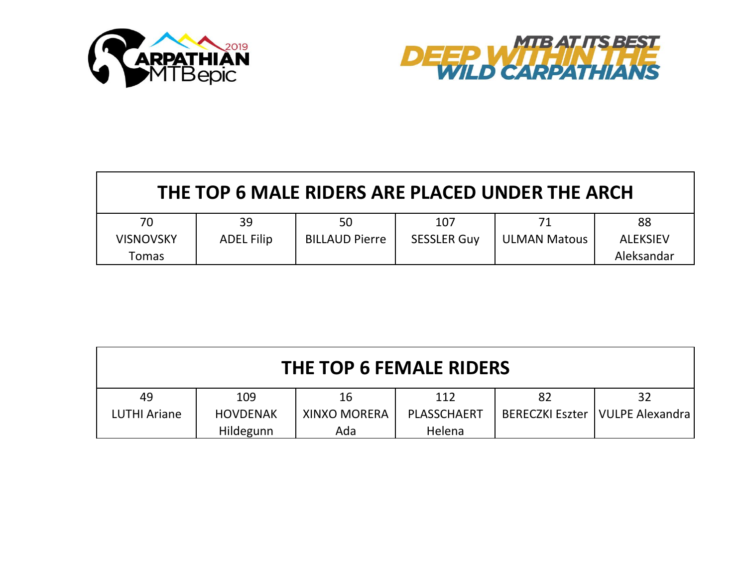# THE TOP 6 MALE RIDERS ARE PLACED UNDER THE ARCH

| 70 | 39 | 50 | 107 | 71 | 88 |
|---|---|---|---|---|---|
| VISNOVSKY Tomas | ADEL Filip | BILLAUD Pierre | SESSLER Guy | ULMAN Matous | ALEKSIEV Aleksandar |

# THE TOP 6 FEMALE RIDERS

| 49 | 109 | 16 | 112 | 82 | 32 |
|---|---|---|---|---|---|
| LUTHI Ariane | HOVDENAK Hildegunn | XINXO MORERA Ada | PLASSCHAERT Helena | BERECZKI Eszter | VULPE Alexandra |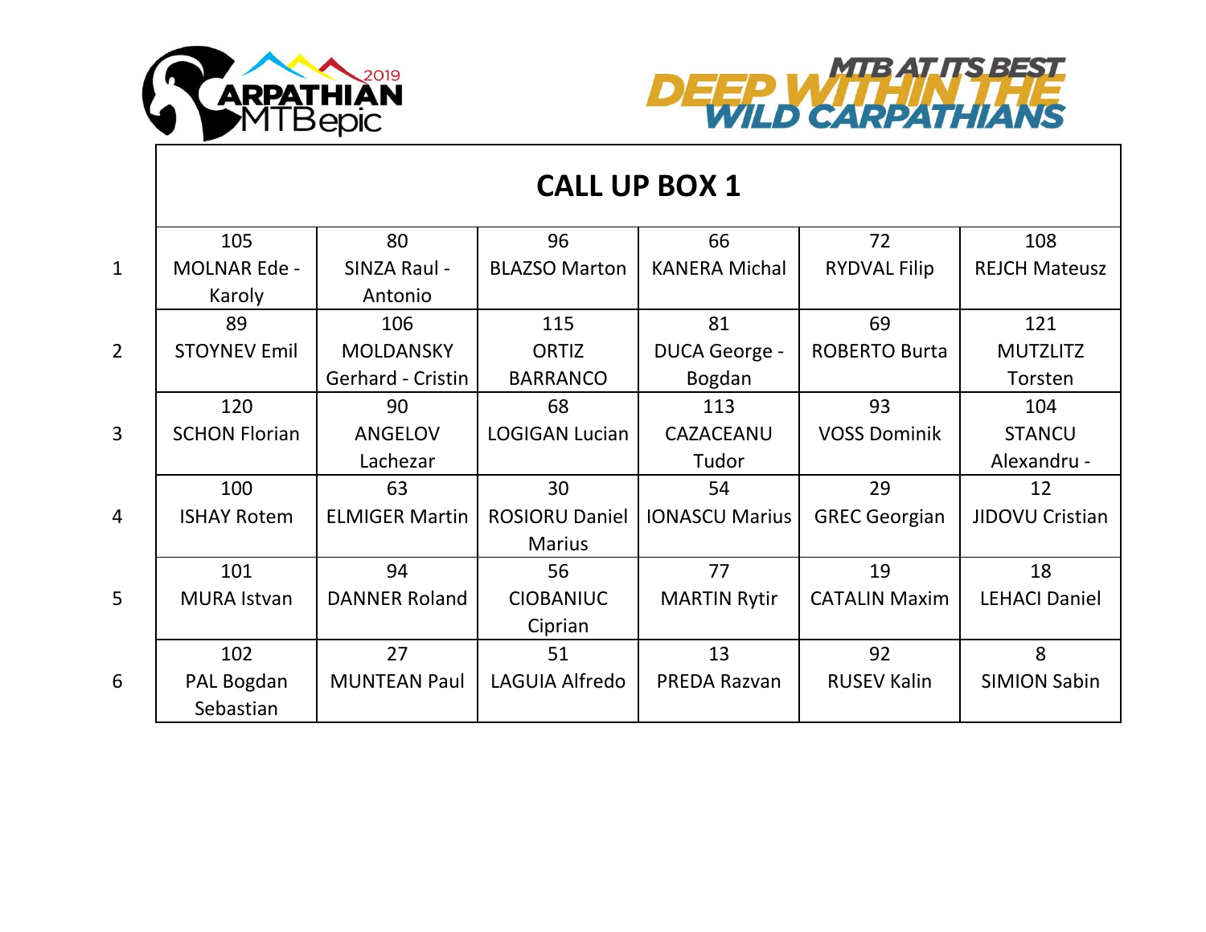## CALL UP BOX 1

| | | | | | | |
|---|---|---|---|---|---|---|
| 1 | 105 MOLNAR Ede - Karoly | 80 SINZA Raul - Antonio | 96 BLAZSO Marton | 66 KANERA Michal | 72 RYDVAL Filip | 108 REJCH Mateusz |
| 2 | 89 STOYNEV Emil | 106 MOLDANSKY Gerhard - Cristin | 115 ORTIZ BARRANCO | 81 DUCA George - Bogdan | 69 ROBERTO Burta | 121 MUTZLITZ Torsten |
| 3 | 120 SCHON Florian | 90 ANGELOV Lachezar | 68 LOGIGAN Lucian | 113 CAZACEANU Tudor | 93 VOSS Dominik | 104 STANCU Alexandru - |
| 4 | 100 ISHAY Rotem | 63 ELMIGER Martin | 30 ROSIORU Daniel Marius | 54 IONASCU Marius | 29 GREC Georgian | 12 JIDOVU Cristian |
| 5 | 101 MURA Istvan | 94 DANNER Roland | 56 CIOBANIUC Ciprian | 77 MARTIN Rytir | 19 CATALIN Maxim | 18 LEHACI Daniel |
| 6 | 102 PAL Bogdan Sebastian | 27 MUNTEAN Paul | 51 LAGUIA Alfredo | 13 PREDA Razvan | 92 RUSEV Kalin | 8 SIMION Sabin |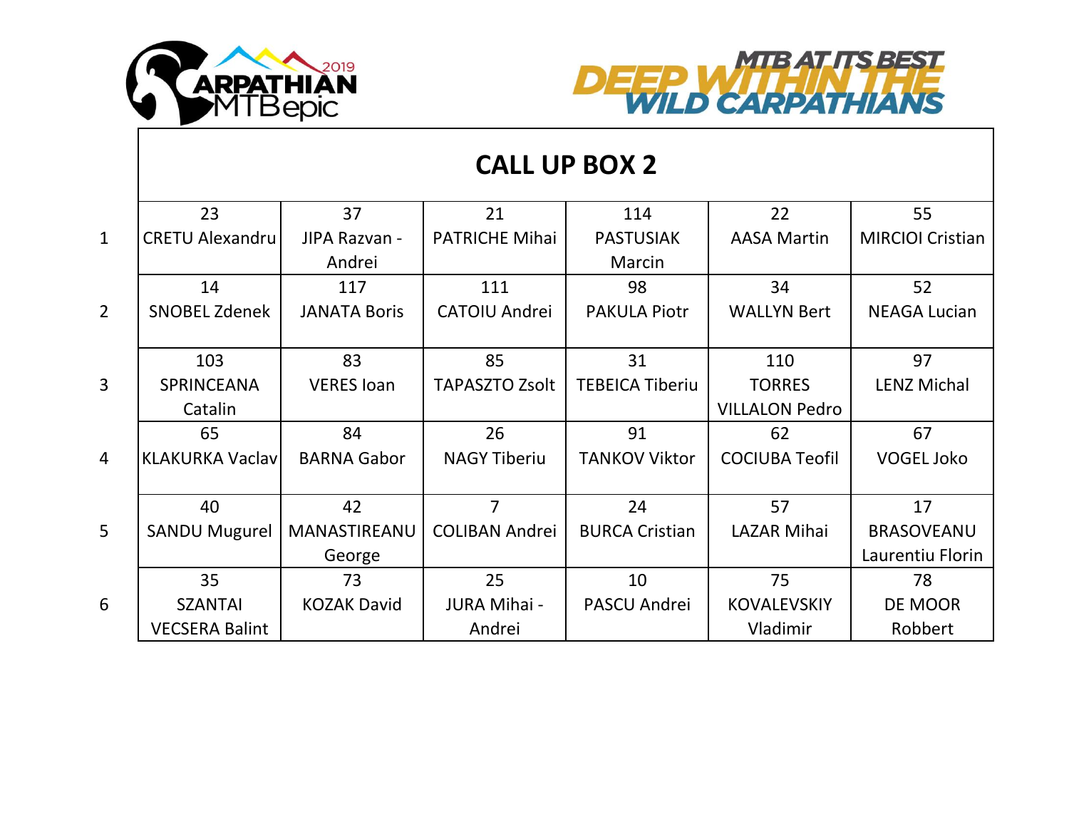# CALL UP BOX 2

| | | | | | | |
|---|---|---|---|---|---|---|
| 1 | 23 CRETU Alexandru | 37 JIPA Razvan - Andrei | 21 PATRICHE Mihai | 114 PASTUSIAK Marcin | 22 AASA Martin | 55 MIRCIOI Cristian |
| 2 | 14 SNOBEL Zdenek | 117 JANATA Boris | 111 CATOIU Andrei | 98 PAKULA Piotr | 34 WALLYN Bert | 52 NEAGA Lucian |
| 3 | 103 SPRINCEANA Catalin | 83 VERES Ioan | 85 TAPASZTO Zsolt | 31 TEBEICA Tiberiu | 110 TORRES VILLALON Pedro | 97 LENZ Michal |
| 4 | 65 KLAKURKA Vaclav | 84 BARNA Gabor | 26 NAGY Tiberiu | 91 TANKOV Viktor | 62 COCIUBA Teofil | 67 VOGEL Joko |
| 5 | 40 SANDU Mugurel | 42 MANASTIREANU George | 7 COLIBAN Andrei | 24 BURCA Cristian | 57 LAZAR Mihai | 17 BRASOVEANU Laurentiu Florin |
| 6 | 35 SZANTAI VECSERA Balint | 73 KOZAK David | 25 JURA Mihai - Andrei | 10 PASCU Andrei | 75 KOVALEVSKIY Vladimir | 78 DE MOOR Robbert |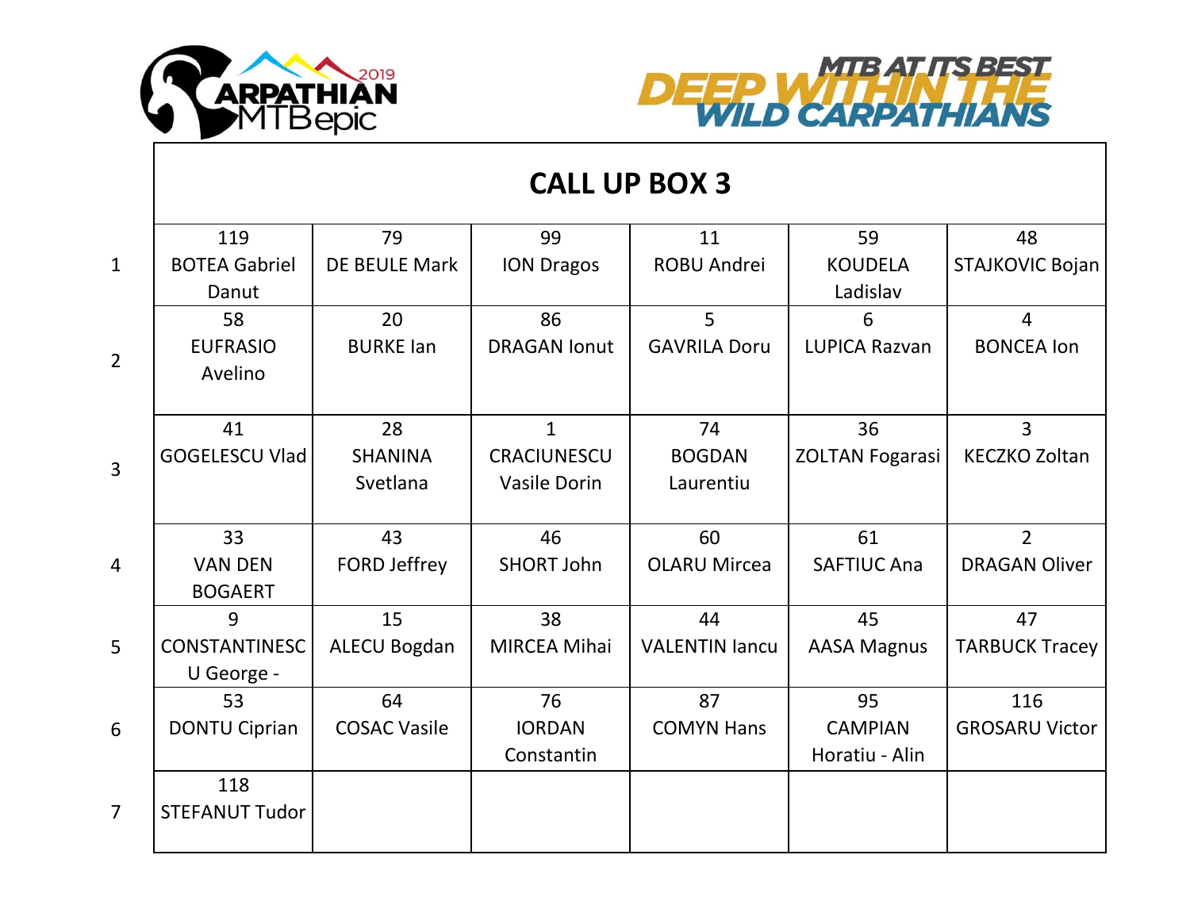## CALL UP BOX 3

| | | | | | | |
|---|---|---|---|---|---|---|
| 1 | 119 BOTEA Gabriel Danut | 79 DE BEULE Mark | 99 ION Dragos | 11 ROBU Andrei | 59 KOUDELA Ladislav | 48 STAJKOVIC Bojan |
| 2 | 58 EUFRASIO Avelino | 20 BURKE Ian | 86 DRAGAN Ionut | 5 GAVRILA Doru | 6 LUPICA Razvan | 4 BONCEA Ion |
| 3 | 41 GOGELESCU Vlad | 28 SHANINA Svetlana | 1 CRACIUNESCU Vasile Dorin | 74 BOGDAN Laurentiu | 36 ZOLTAN Fogarasi | 3 KECZKO Zoltan |
| 4 | 33 VAN DEN BOGAERT | 43 FORD Jeffrey | 46 SHORT John | 60 OLARU Mircea | 61 SAFTIUC Ana | 2 DRAGAN Oliver |
| 5 | 9 CONSTANTINESCU George - | 15 ALECU Bogdan | 38 MIRCEA Mihai | 44 VALENTIN Iancu | 45 AASA Magnus | 47 TARBUCK Tracey |
| 6 | 53 DONTU Ciprian | 64 COSAC Vasile | 76 IORDAN Constantin | 87 COMYN Hans | 95 CAMPIAN Horatiu - Alin | 116 GROSARU Victor |
| 7 | 118 STEFANUT Tudor | | | | | |